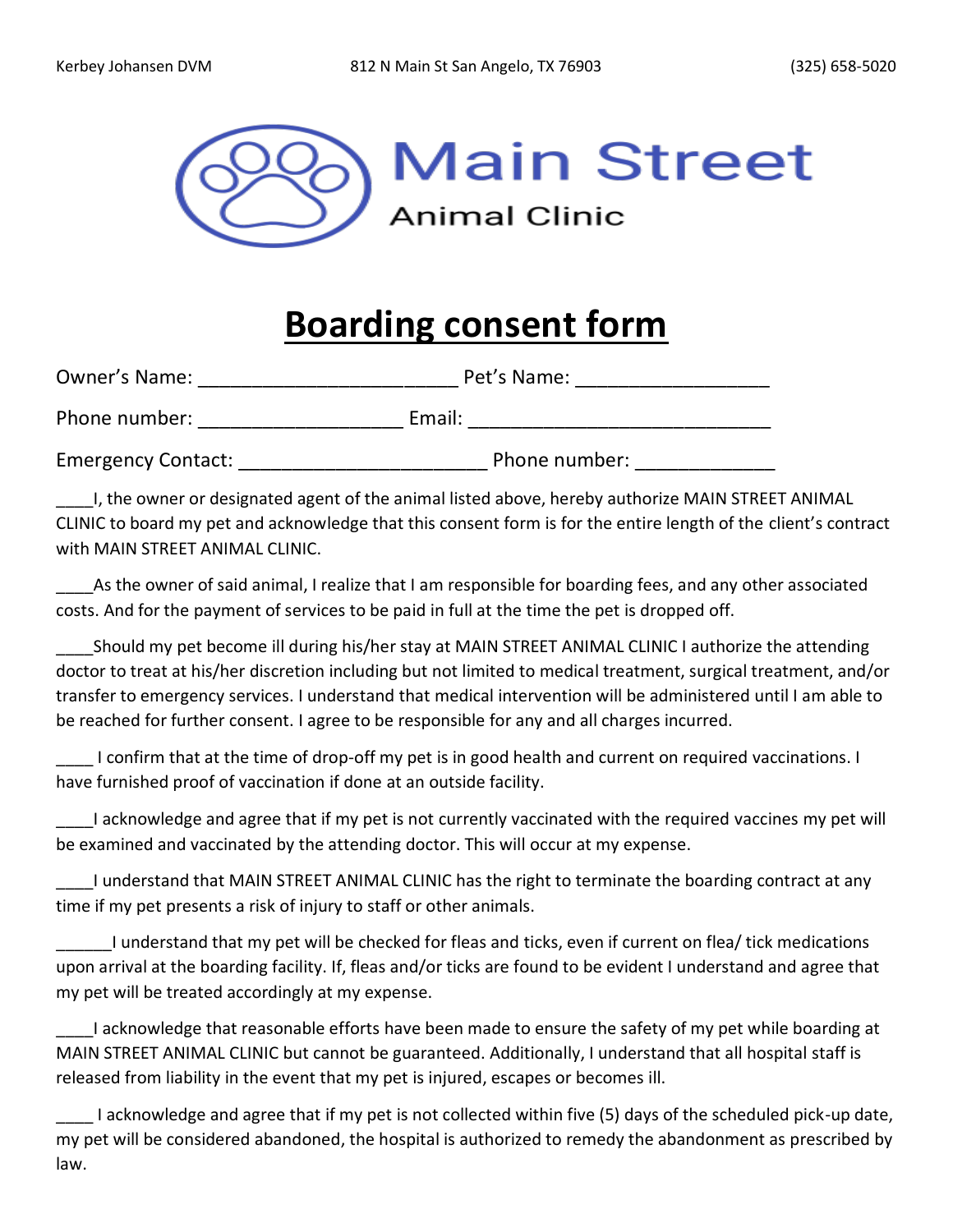Kerbey Johansen DVM 812 N Main St San Angelo, TX 76903 (325) 658-5020

Main Street
Animal Clinic

# Boarding consent form

Owner's Name: _______________________ Pet's Name: _________________

Phone number: __________________ Email: ___________________________

Emergency Contact: ______________________ Phone number: ____________

____I, the owner or designated agent of the animal listed above, hereby authorize MAIN STREET ANIMAL CLINIC to board my pet and acknowledge that this consent form is for the entire length of the client's contract with MAIN STREET ANIMAL CLINIC.

____As the owner of said animal, I realize that I am responsible for boarding fees, and any other associated costs. And for the payment of services to be paid in full at the time the pet is dropped off.

____Should my pet become ill during his/her stay at MAIN STREET ANIMAL CLINIC I authorize the attending doctor to treat at his/her discretion including but not limited to medical treatment, surgical treatment, and/or transfer to emergency services. I understand that medical intervention will be administered until I am able to be reached for further consent. I agree to be responsible for any and all charges incurred.

____ I confirm that at the time of drop-off my pet is in good health and current on required vaccinations. I have furnished proof of vaccination if done at an outside facility.

____I acknowledge and agree that if my pet is not currently vaccinated with the required vaccines my pet will be examined and vaccinated by the attending doctor. This will occur at my expense.

____I understand that MAIN STREET ANIMAL CLINIC has the right to terminate the boarding contract at any time if my pet presents a risk of injury to staff or other animals.

______I understand that my pet will be checked for fleas and ticks, even if current on flea/ tick medications upon arrival at the boarding facility. If, fleas and/or ticks are found to be evident I understand and agree that my pet will be treated accordingly at my expense.

____I acknowledge that reasonable efforts have been made to ensure the safety of my pet while boarding at MAIN STREET ANIMAL CLINIC but cannot be guaranteed. Additionally, I understand that all hospital staff is released from liability in the event that my pet is injured, escapes or becomes ill.

____ I acknowledge and agree that if my pet is not collected within five (5) days of the scheduled pick-up date, my pet will be considered abandoned, the hospital is authorized to remedy the abandonment as prescribed by law.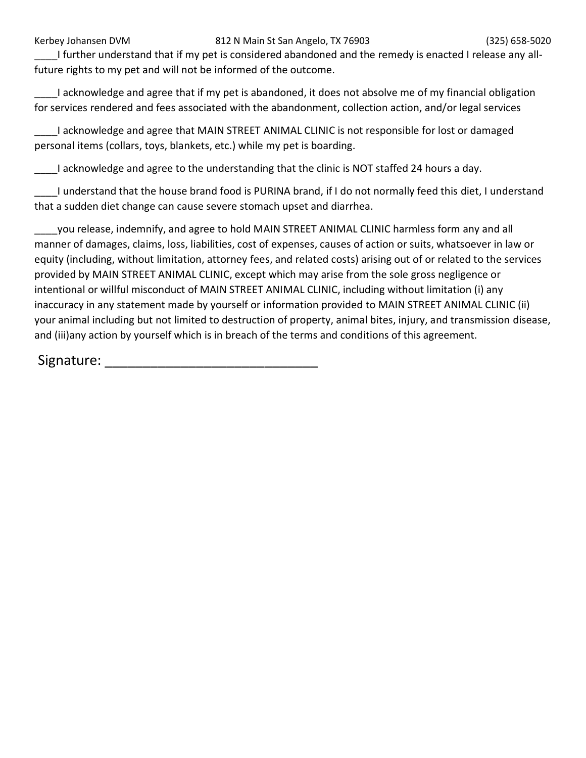____I further understand that if my pet is considered abandoned and the remedy is enacted I release any all-future rights to my pet and will not be informed of the outcome.

____I acknowledge and agree that if my pet is abandoned, it does not absolve me of my financial obligation for services rendered and fees associated with the abandonment, collection action, and/or legal services

____I acknowledge and agree that MAIN STREET ANIMAL CLINIC is not responsible for lost or damaged personal items (collars, toys, blankets, etc.) while my pet is boarding.

____I acknowledge and agree to the understanding that the clinic is NOT staffed 24 hours a day.

____I understand that the house brand food is PURINA brand, if I do not normally feed this diet, I understand that a sudden diet change can cause severe stomach upset and diarrhea.

____you release, indemnify, and agree to hold MAIN STREET ANIMAL CLINIC harmless form any and all manner of damages, claims, loss, liabilities, cost of expenses, causes of action or suits, whatsoever in law or equity (including, without limitation, attorney fees, and related costs) arising out of or related to the services provided by MAIN STREET ANIMAL CLINIC, except which may arise from the sole gross negligence or intentional or willful misconduct of MAIN STREET ANIMAL CLINIC, including without limitation (i) any inaccuracy in any statement made by yourself or information provided to MAIN STREET ANIMAL CLINIC (ii) your animal including but not limited to destruction of property, animal bites, injury, and transmission disease, and (iii)any action by yourself which is in breach of the terms and conditions of this agreement.

Signature: ____________________________